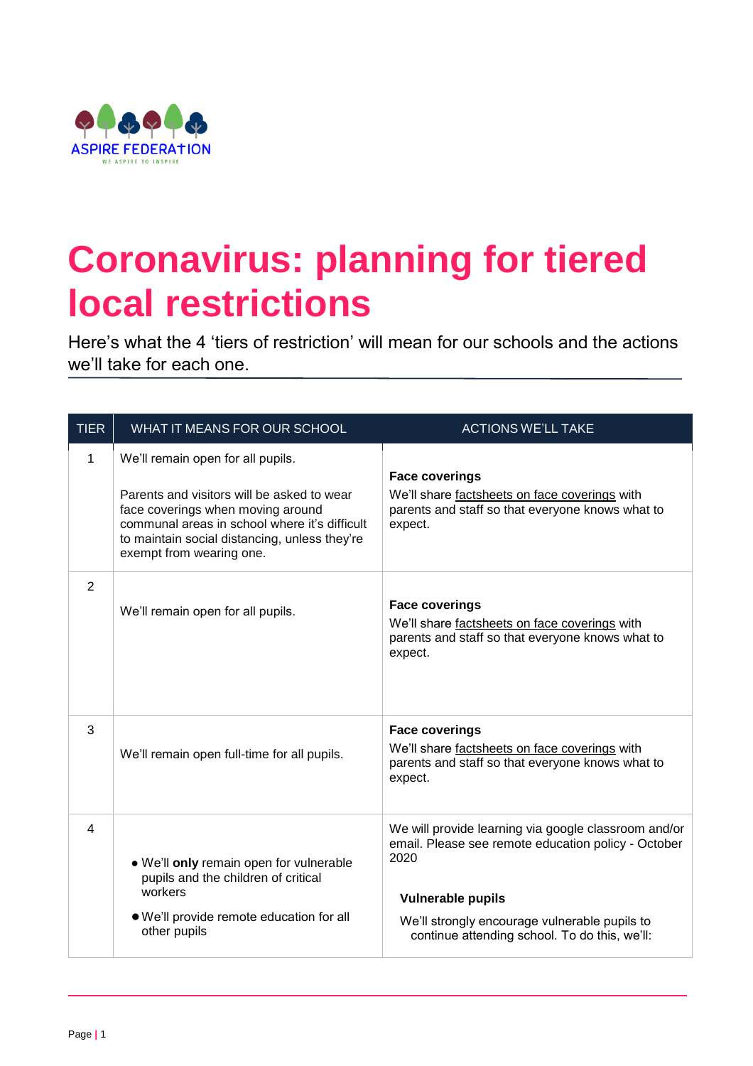ASPIRE FEDERATION

WE ASPIRE TO INSPIRE

# Coronavirus: planning for tiered local restrictions

Here's what the 4 'tiers of restriction' will mean for our schools and the actions we'll take for each one.

| TIER | WHAT IT MEANS FOR OUR SCHOOL | ACTIONS WE'LL TAKE |
|---|---|---|
| 1 | We'll remain open for all pupils.<br><br>Parents and visitors will be asked to wear face coverings when moving around communal areas in school where it's difficult to maintain social distancing, unless they're exempt from wearing one. | **Face coverings**<br>We'll share factsheets on face coverings with parents and staff so that everyone knows what to expect. |
| 2 | We'll remain open for all pupils. | **Face coverings**<br>We'll share factsheets on face coverings with parents and staff so that everyone knows what to expect. |
| 3 | We'll remain open full-time for all pupils. | **Face coverings**<br>We'll share factsheets on face coverings with parents and staff so that everyone knows what to expect. |
| 4 | • We'll **only** remain open for vulnerable pupils and the children of critical workers<br>• We'll provide remote education for all other pupils | We will provide learning via google classroom and/or email. Please see remote education policy - October 2020<br><br>**Vulnerable pupils**<br>We'll strongly encourage vulnerable pupils to continue attending school. To do this, we'll: |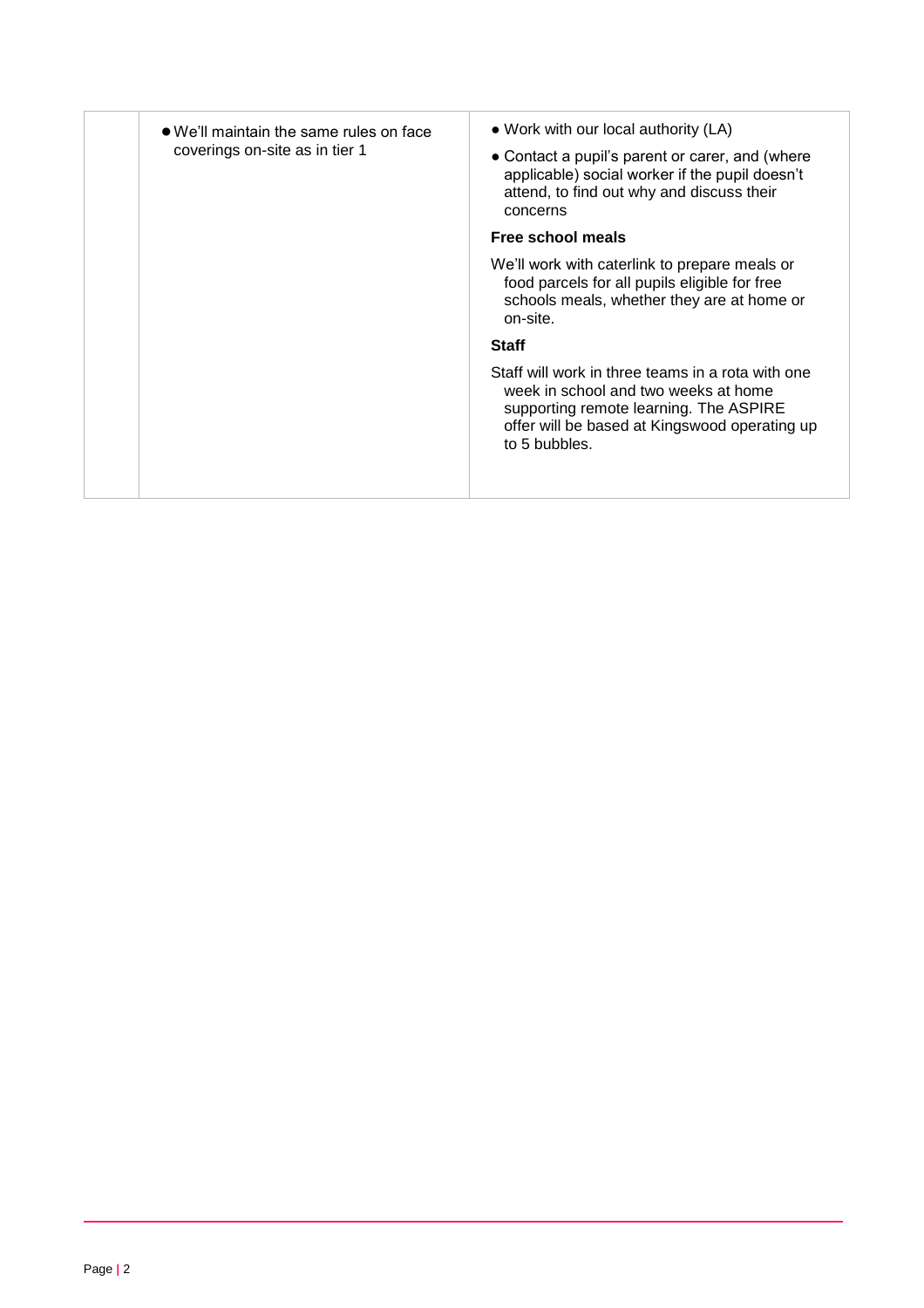| | | |
|---|---|---|
| | • We'll maintain the same rules on face coverings on-site as in tier 1 | • Work with our local authority (LA)<br>• Contact a pupil's parent or carer, and (where applicable) social worker if the pupil doesn't attend, to find out why and discuss their concerns<br>**Free school meals**<br>We'll work with caterlink to prepare meals or food parcels for all pupils eligible for free schools meals, whether they are at home or on-site.<br>**Staff**<br>Staff will work in three teams in a rota with one week in school and two weeks at home supporting remote learning. The ASPIRE offer will be based at Kingswood operating up to 5 bubbles. |